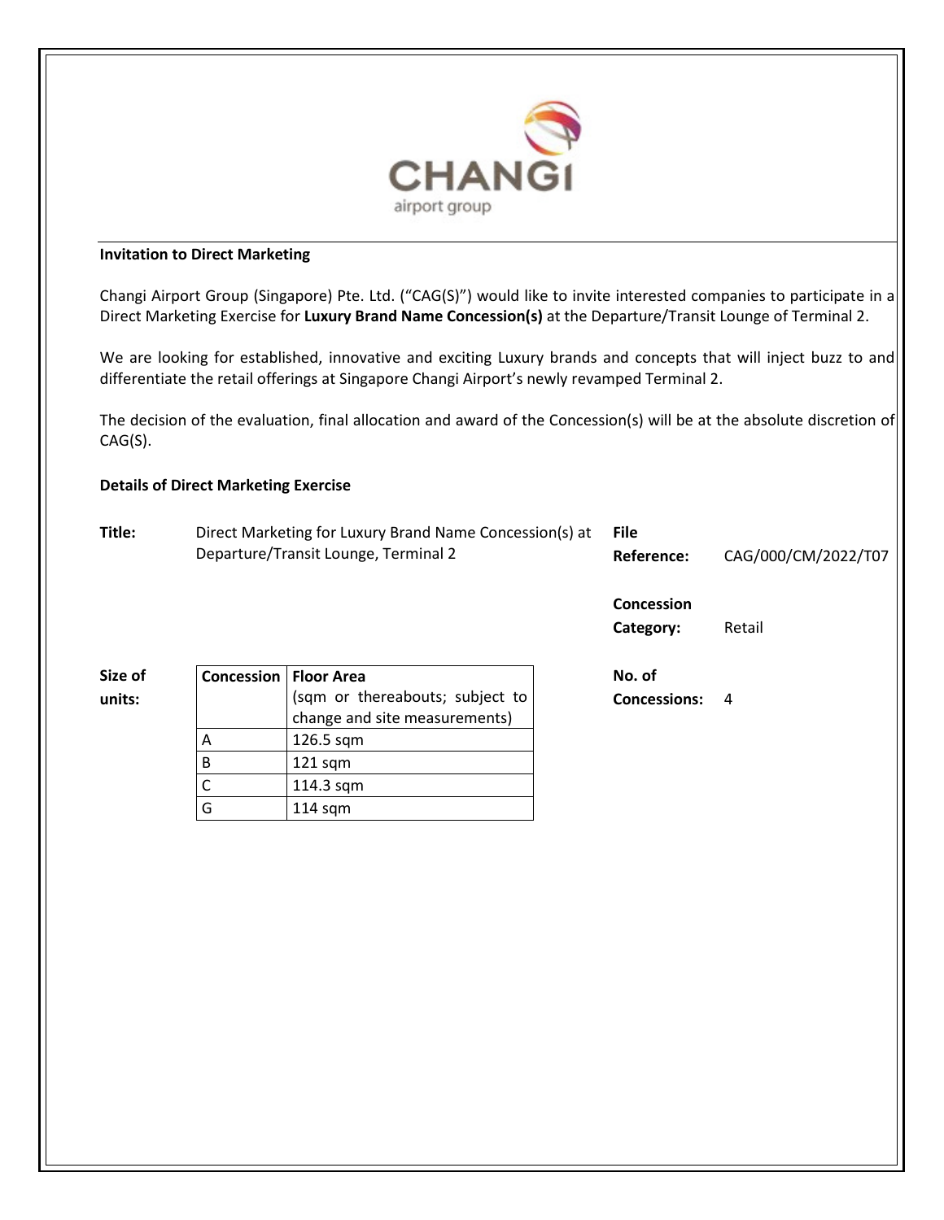**Invitation to Direct Marketing**

Changi Airport Group (Singapore) Pte. Ltd. ("CAG(S)") would like to invite interested companies to participate in a Direct Marketing Exercise for **Luxury Brand Name Concession(s)** at the Departure/Transit Lounge of Terminal 2.

We are looking for established, innovative and exciting Luxury brands and concepts that will inject buzz to and differentiate the retail offerings at Singapore Changi Airport's newly revamped Terminal 2.

The decision of the evaluation, final allocation and award of the Concession(s) will be at the absolute discretion of CAG(S).

**Details of Direct Marketing Exercise**

**Title:** Direct Marketing for Luxury Brand Name Concession(s) at Departure/Transit Lounge, Terminal 2

**File Reference:** CAG/000/CM/2022/T07

**Concession Category:** Retail

**No. of Concessions:** 4

**Size of units:**

| Concession | Floor Area (sqm or thereabouts; subject to change and site measurements) |
|---|---|
| A | 126.5 sqm |
| B | 121 sqm |
| C | 114.3 sqm |
| G | 114 sqm |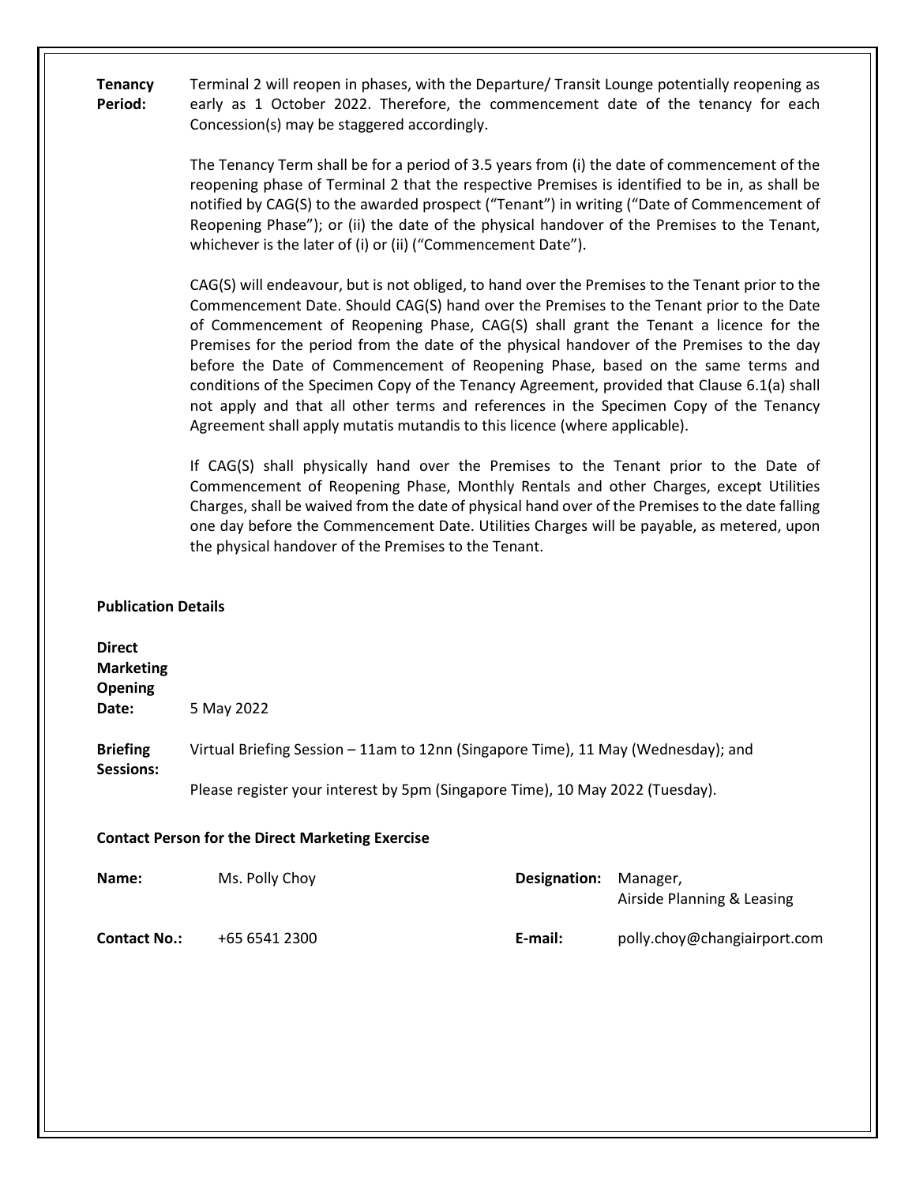**Tenancy Period:** Terminal 2 will reopen in phases, with the Departure/ Transit Lounge potentially reopening as early as 1 October 2022. Therefore, the commencement date of the tenancy for each Concession(s) may be staggered accordingly.

The Tenancy Term shall be for a period of 3.5 years from (i) the date of commencement of the reopening phase of Terminal 2 that the respective Premises is identified to be in, as shall be notified by CAG(S) to the awarded prospect ("Tenant") in writing ("Date of Commencement of Reopening Phase"); or (ii) the date of the physical handover of the Premises to the Tenant, whichever is the later of (i) or (ii) ("Commencement Date").

CAG(S) will endeavour, but is not obliged, to hand over the Premises to the Tenant prior to the Commencement Date. Should CAG(S) hand over the Premises to the Tenant prior to the Date of Commencement of Reopening Phase, CAG(S) shall grant the Tenant a licence for the Premises for the period from the date of the physical handover of the Premises to the day before the Date of Commencement of Reopening Phase, based on the same terms and conditions of the Specimen Copy of the Tenancy Agreement, provided that Clause 6.1(a) shall not apply and that all other terms and references in the Specimen Copy of the Tenancy Agreement shall apply mutatis mutandis to this licence (where applicable).

If CAG(S) shall physically hand over the Premises to the Tenant prior to the Date of Commencement of Reopening Phase, Monthly Rentals and other Charges, except Utilities Charges, shall be waived from the date of physical hand over of the Premises to the date falling one day before the Commencement Date. Utilities Charges will be payable, as metered, upon the physical handover of the Premises to the Tenant.

**Publication Details**

**Direct Marketing Opening Date:** 5 May 2022

**Briefing Sessions:** Virtual Briefing Session – 11am to 12nn (Singapore Time), 11 May (Wednesday); and

Please register your interest by 5pm (Singapore Time), 10 May 2022 (Tuesday).

**Contact Person for the Direct Marketing Exercise**

| | | | |
|---|---|---|---|
| **Name:** | Ms. Polly Choy | **Designation:** | Manager, Airside Planning & Leasing |
| **Contact No.:** | +65 6541 2300 | **E-mail:** | polly.choy@changiairport.com |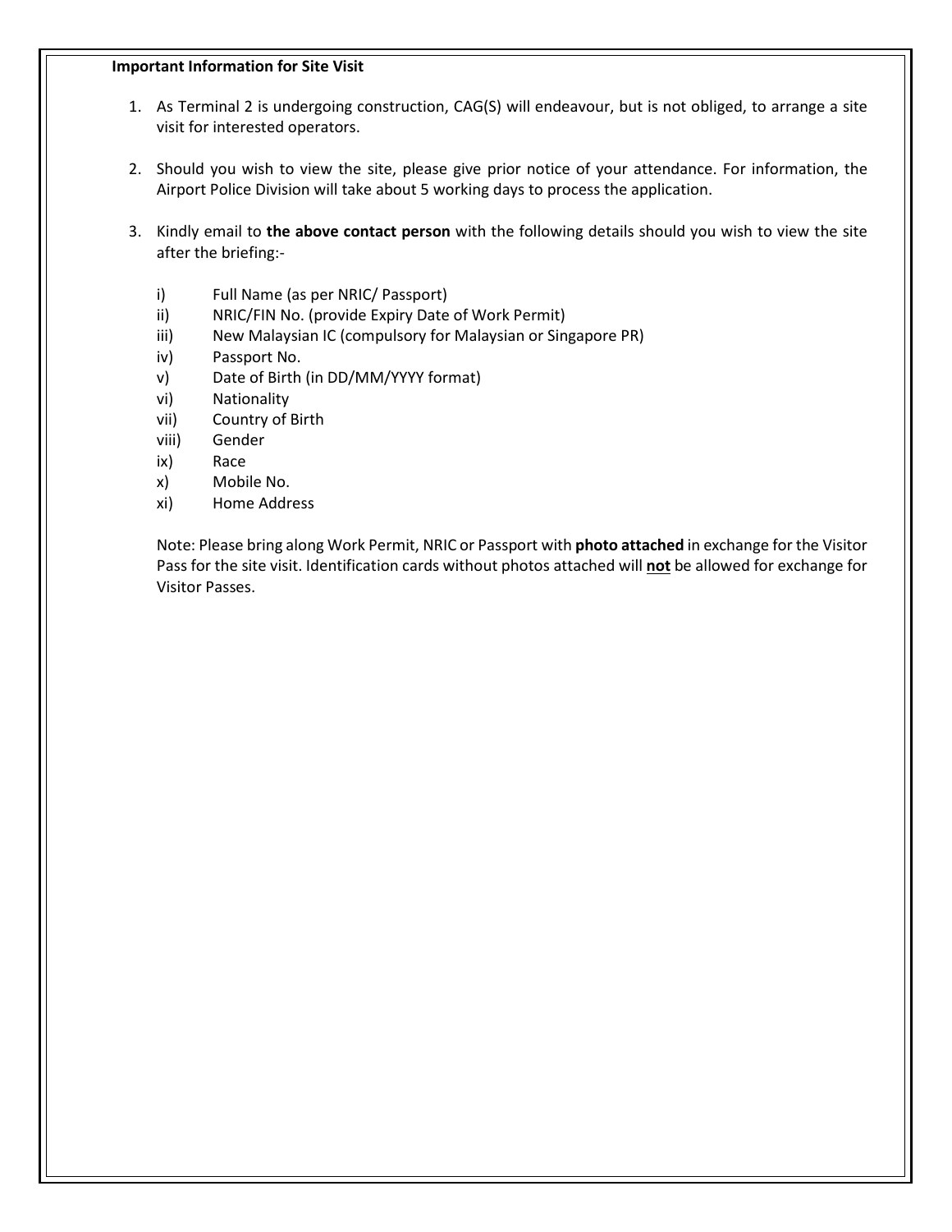**Important Information for Site Visit**

1. As Terminal 2 is undergoing construction, CAG(S) will endeavour, but is not obliged, to arrange a site visit for interested operators.

2. Should you wish to view the site, please give prior notice of your attendance. For information, the Airport Police Division will take about 5 working days to process the application.

3. Kindly email to **the above contact person** with the following details should you wish to view the site after the briefing:-

   i) Full Name (as per NRIC/ Passport)
   ii) NRIC/FIN No. (provide Expiry Date of Work Permit)
   iii) New Malaysian IC (compulsory for Malaysian or Singapore PR)
   iv) Passport No.
   v) Date of Birth (in DD/MM/YYYY format)
   vi) Nationality
   vii) Country of Birth
   viii) Gender
   ix) Race
   x) Mobile No.
   xi) Home Address

   Note: Please bring along Work Permit, NRIC or Passport with **photo attached** in exchange for the Visitor Pass for the site visit. Identification cards without photos attached will <u>**not**</u> be allowed for exchange for Visitor Passes.